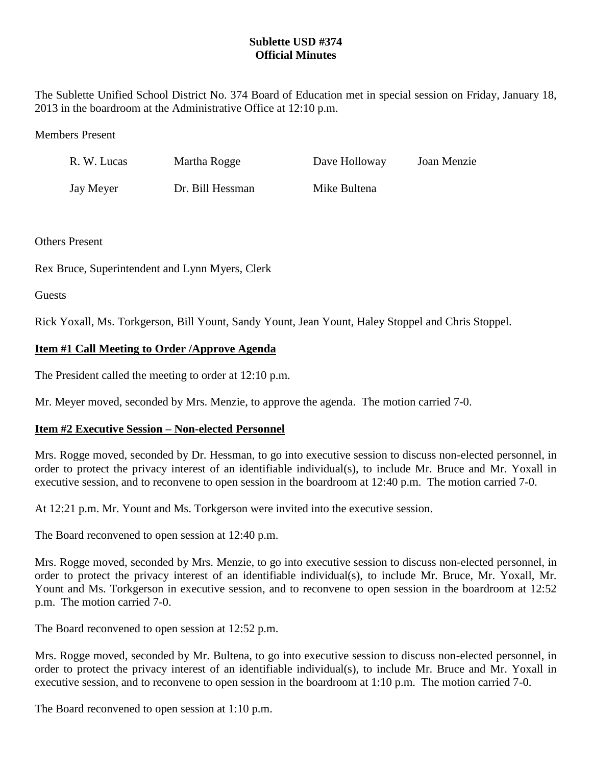# Sublette USD #374
## Official Minutes

The Sublette Unified School District No. 374 Board of Education met in special session on Friday, January 18, 2013 in the boardroom at the Administrative Office at 12:10 p.m.

Members Present

| | | | |
|---|---|---|---|
| R. W. Lucas | Martha Rogge | Dave Holloway | Joan Menzie |
| Jay Meyer | Dr. Bill Hessman | Mike Bultena | |

Others Present

Rex Bruce, Superintendent and Lynn Myers, Clerk

Guests

Rick Yoxall, Ms. Torkgerson, Bill Yount, Sandy Yount, Jean Yount, Haley Stoppel and Chris Stoppel.

**Item #1 Call Meeting to Order /Approve Agenda**

The President called the meeting to order at 12:10 p.m.

Mr. Meyer moved, seconded by Mrs. Menzie, to approve the agenda. The motion carried 7-0.

**Item #2 Executive Session – Non-elected Personnel**

Mrs. Rogge moved, seconded by Dr. Hessman, to go into executive session to discuss non-elected personnel, in order to protect the privacy interest of an identifiable individual(s), to include Mr. Bruce and Mr. Yoxall in executive session, and to reconvene to open session in the boardroom at 12:40 p.m. The motion carried 7-0.

At 12:21 p.m. Mr. Yount and Ms. Torkgerson were invited into the executive session.

The Board reconvened to open session at 12:40 p.m.

Mrs. Rogge moved, seconded by Mrs. Menzie, to go into executive session to discuss non-elected personnel, in order to protect the privacy interest of an identifiable individual(s), to include Mr. Bruce, Mr. Yoxall, Mr. Yount and Ms. Torkgerson in executive session, and to reconvene to open session in the boardroom at 12:52 p.m. The motion carried 7-0.

The Board reconvened to open session at 12:52 p.m.

Mrs. Rogge moved, seconded by Mr. Bultena, to go into executive session to discuss non-elected personnel, in order to protect the privacy interest of an identifiable individual(s), to include Mr. Bruce and Mr. Yoxall in executive session, and to reconvene to open session in the boardroom at 1:10 p.m. The motion carried 7-0.

The Board reconvened to open session at 1:10 p.m.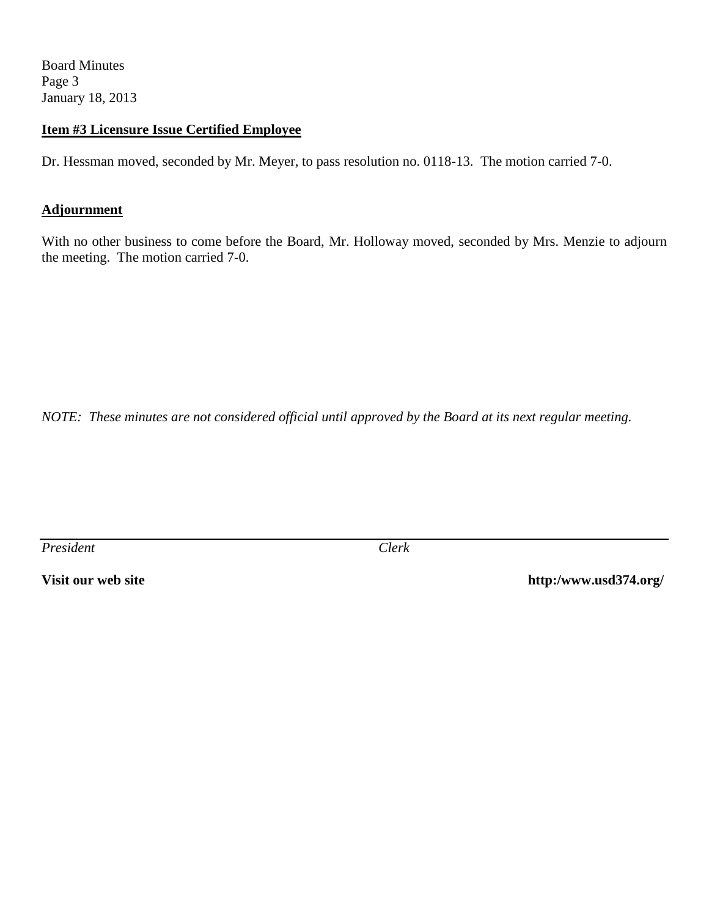**Item #3 Licensure Issue Certified Employee**

Dr. Hessman moved, seconded by Mr. Meyer, to pass resolution no. 0118-13. The motion carried 7-0.

**Adjournment**

With no other business to come before the Board, Mr. Holloway moved, seconded by Mrs. Menzie to adjourn the meeting. The motion carried 7-0.

*NOTE: These minutes are not considered official until approved by the Board at its next regular meeting.*

*President* *Clerk*

**Visit our web site** **http:/www.usd374.org/**